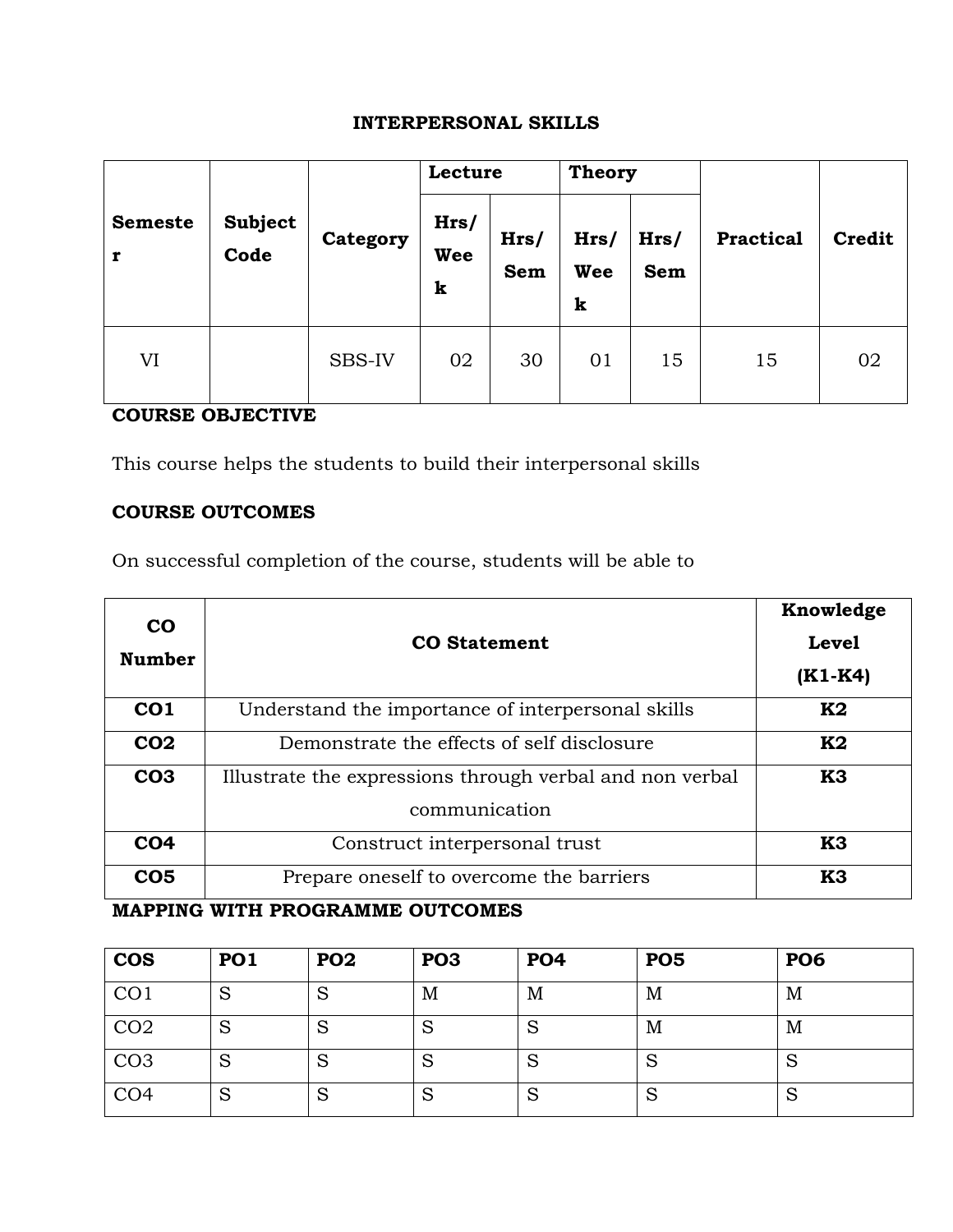# INTERPERSONAL SKILLS

| Semester | Subject Code | Category | Lecture | | Theory | | Practical | Credit |
|---|---|---|---|---|---|---|---|---|
| | | | Hrs/ Week | Hrs/ Sem | Hrs/ Week | Hrs/ Sem | | |
| VI | | SBS-IV | 02 | 30 | 01 | 15 | 15 | 02 |

**COURSE OBJECTIVE**

This course helps the students to build their interpersonal skills

**COURSE OUTCOMES**

On successful completion of the course, students will be able to

| CO Number | CO Statement | Knowledge Level (K1-K4) |
|---|---|---|
| **CO1** | Understand the importance of interpersonal skills | **K2** |
| **CO2** | Demonstrate the effects of self disclosure | **K2** |
| **CO3** | Illustrate the expressions through verbal and non verbal communication | **K3** |
| **CO4** | Construct interpersonal trust | **K3** |
| **CO5** | Prepare oneself to overcome the barriers | **K3** |

**MAPPING WITH PROGRAMME OUTCOMES**

| COS | PO1 | PO2 | PO3 | PO4 | PO5 | PO6 |
|---|---|---|---|---|---|---|
| CO1 | S | S | M | M | M | M |
| CO2 | S | S | S | S | M | M |
| CO3 | S | S | S | S | S | S |
| CO4 | S | S | S | S | S | S |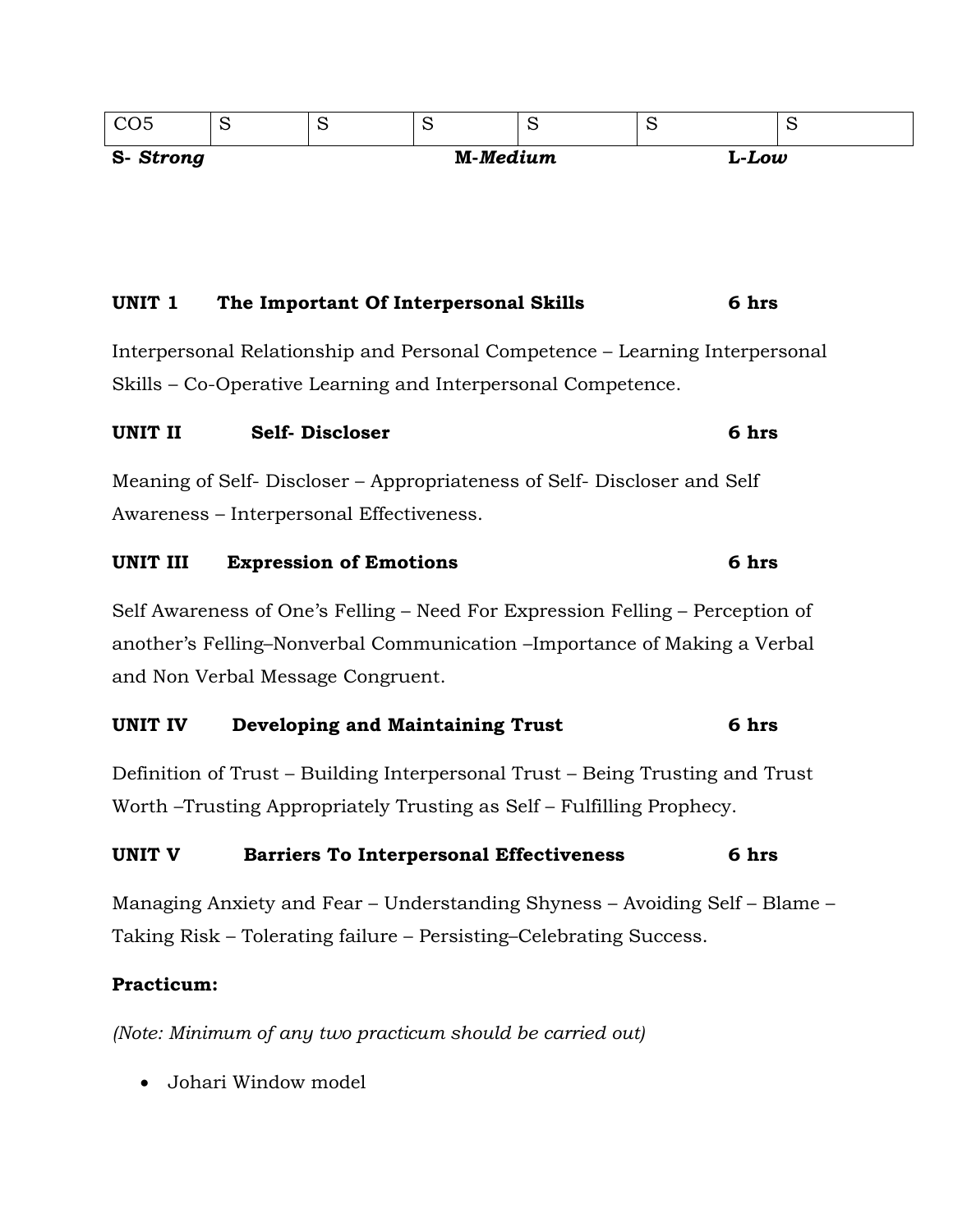| CO5 | S | S | S | S | S | S |
|---|---|---|---|---|---|---|

**S-** ***Strong*** **M-*Medium*** **L-*Low***

**UNIT 1 The Important Of Interpersonal Skills 6 hrs**

Interpersonal Relationship and Personal Competence – Learning Interpersonal Skills – Co-Operative Learning and Interpersonal Competence.

**UNIT II Self- Discloser 6 hrs**

Meaning of Self- Discloser – Appropriateness of Self- Discloser and Self Awareness – Interpersonal Effectiveness.

**UNIT III Expression of Emotions 6 hrs**

Self Awareness of One's Felling – Need For Expression Felling – Perception of another's Felling–Nonverbal Communication –Importance of Making a Verbal and Non Verbal Message Congruent.

**UNIT IV Developing and Maintaining Trust 6 hrs**

Definition of Trust – Building Interpersonal Trust – Being Trusting and Trust Worth –Trusting Appropriately Trusting as Self – Fulfilling Prophecy.

**UNIT V Barriers To Interpersonal Effectiveness 6 hrs**

Managing Anxiety and Fear – Understanding Shyness – Avoiding Self – Blame – Taking Risk – Tolerating failure – Persisting–Celebrating Success.

**Practicum:**

*(Note: Minimum of any two practicum should be carried out)*

- Johari Window model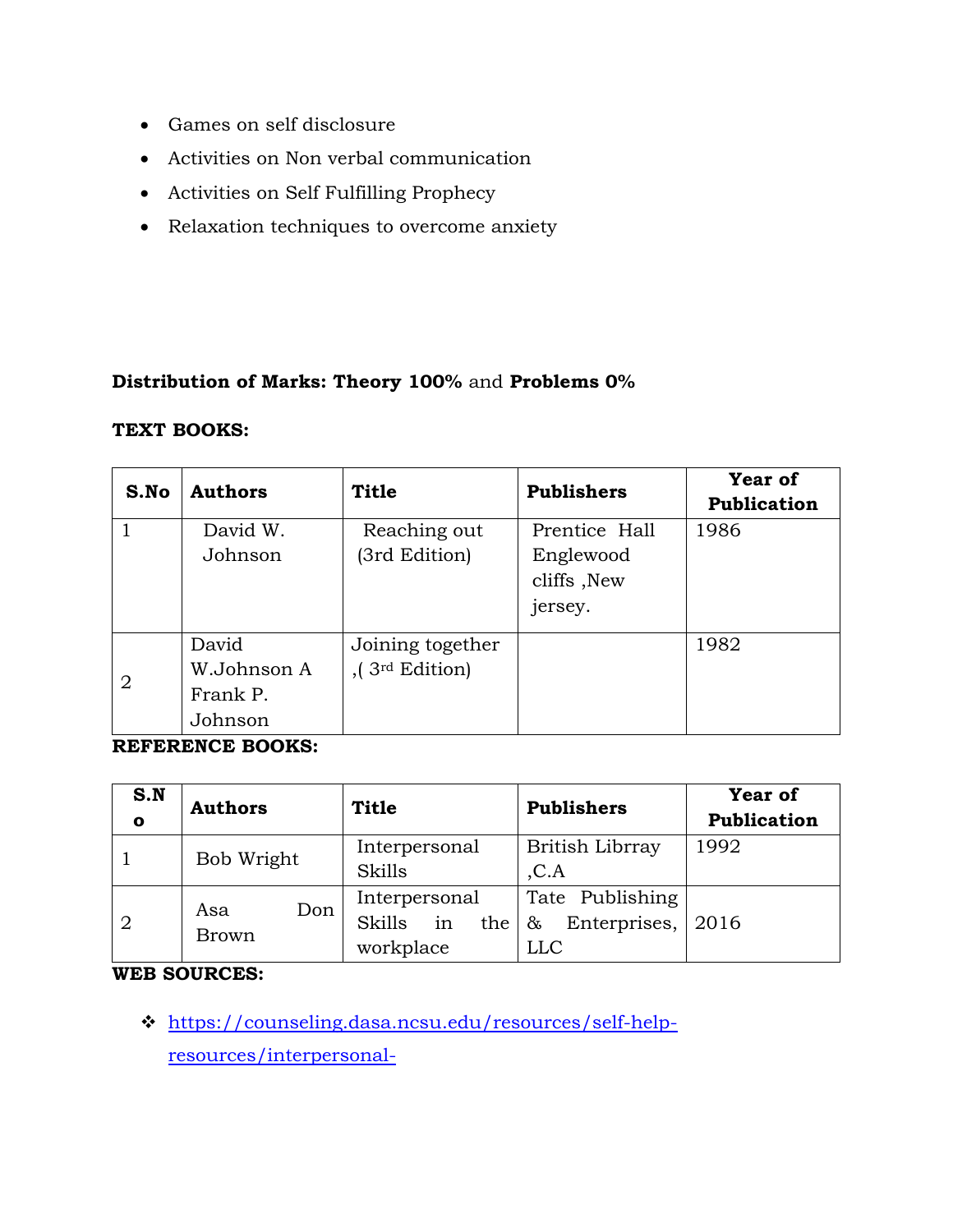- Games on self disclosure
- Activities on Non verbal communication
- Activities on Self Fulfilling Prophecy
- Relaxation techniques to overcome anxiety

**Distribution of Marks: Theory 100%** and **Problems 0%**

**TEXT BOOKS:**

| S.No | Authors | Title | Publishers | Year of Publication |
|---|---|---|---|---|
| 1 | David W. Johnson | Reaching out (3rd Edition) | Prentice Hall Englewood cliffs ,New jersey. | 1986 |
| 2 | David W.Johnson A Frank P. Johnson | Joining together ,( 3rd Edition) | | 1982 |

**REFERENCE BOOKS:**

| S.No | Authors | Title | Publishers | Year of Publication |
|---|---|---|---|---|
| 1 | Bob Wright | Interpersonal Skills | British Librray ,C.A | 1992 |
| 2 | Asa Don Brown | Interpersonal Skills in the workplace | Tate Publishing & Enterprises, LLC | 2016 |

**WEB SOURCES:**

- https://counseling.dasa.ncsu.edu/resources/self-help-resources/interpersonal-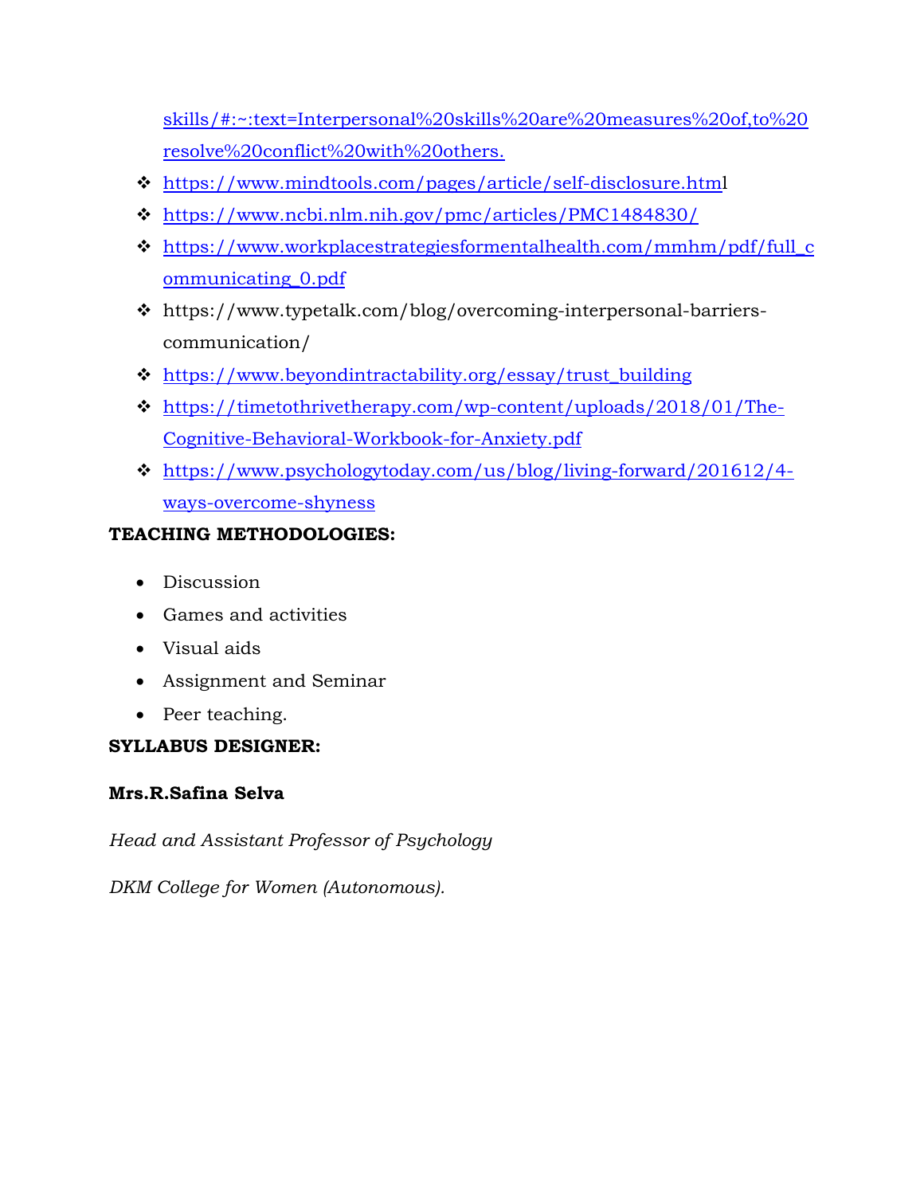skills/#:~:text=Interpersonal%20skills%20are%20measures%20of,to%20resolve%20conflict%20with%20others.

- ❖ https://www.mindtools.com/pages/article/self-disclosure.html
- ❖ https://www.ncbi.nlm.nih.gov/pmc/articles/PMC1484830/
- ❖ https://www.workplacestrategiesformentalhealth.com/mmhm/pdf/full_communicating_0.pdf
- ❖ https://www.typetalk.com/blog/overcoming-interpersonal-barriers-communication/
- ❖ https://www.beyondintractability.org/essay/trust_building
- ❖ https://timetothrivetherapy.com/wp-content/uploads/2018/01/The-Cognitive-Behavioral-Workbook-for-Anxiety.pdf
- ❖ https://www.psychologytoday.com/us/blog/living-forward/201612/4-ways-overcome-shyness

**TEACHING METHODOLOGIES:**

- Discussion
- Games and activities
- Visual aids
- Assignment and Seminar
- Peer teaching.

**SYLLABUS DESIGNER:**

**Mrs.R.Safina Selva**

*Head and Assistant Professor of Psychology*

*DKM College for Women (Autonomous).*